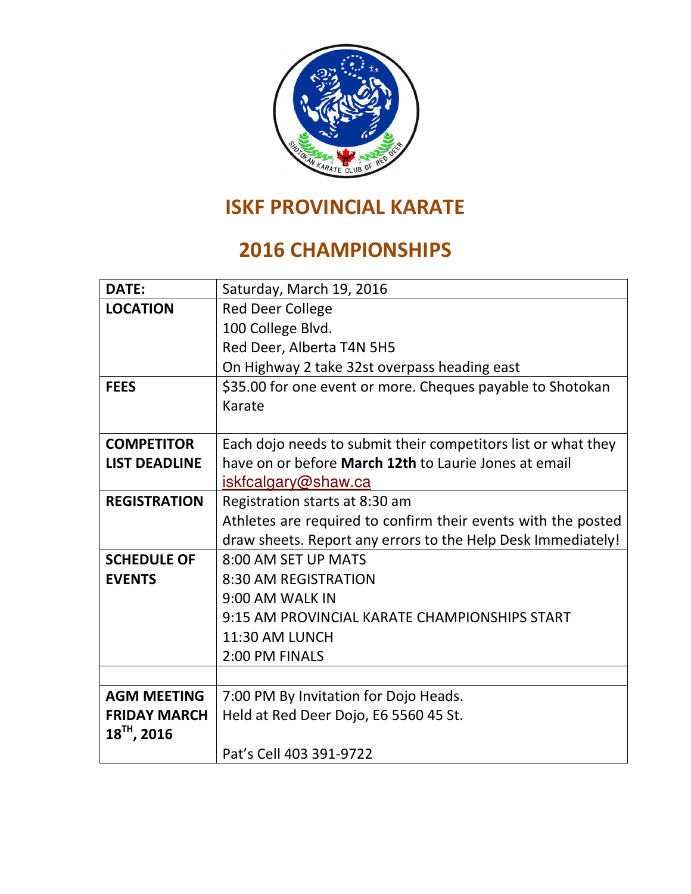# ISKF PROVINCIAL KARATE

# 2016 CHAMPIONSHIPS

| | |
|---|---|
| **DATE:** | Saturday, March 19, 2016 |
| **LOCATION** | Red Deer College<br>100 College Blvd.<br>Red Deer, Alberta T4N 5H5<br>On Highway 2 take 32st overpass heading east |
| **FEES** | $35.00 for one event or more. Cheques payable to Shotokan Karate |
| **COMPETITOR LIST DEADLINE** | Each dojo needs to submit their competitors list or what they have on or before **March 12th** to Laurie Jones at email iskfcalgary@shaw.ca |
| **REGISTRATION** | Registration starts at 8:30 am<br>Athletes are required to confirm their events with the posted draw sheets. Report any errors to the Help Desk Immediately! |
| **SCHEDULE OF EVENTS** | 8:00 AM SET UP MATS<br>8:30 AM REGISTRATION<br>9:00 AM WALK IN<br>9:15 AM PROVINCIAL KARATE CHAMPIONSHIPS START<br>11:30 AM LUNCH<br>2:00 PM FINALS |
| | |
| **AGM MEETING FRIDAY MARCH 18TH, 2016** | 7:00 PM By Invitation for Dojo Heads.<br>Held at Red Deer Dojo, E6 5560 45 St.<br><br>Pat's Cell 403 391-9722 |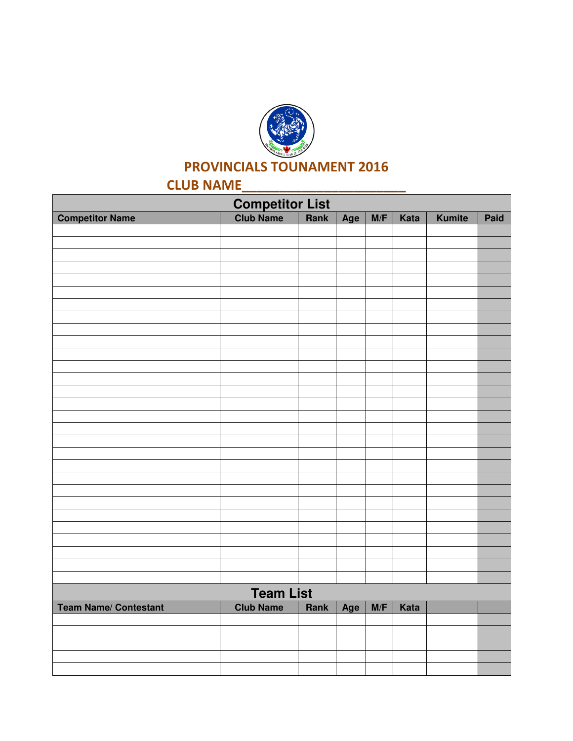## PROVINCIALS TOUNAMENT 2016

**CLUB NAME_______________________**

| Competitor List | | | | | | | |
|---|---|---|---|---|---|---|---|
| **Competitor Name** | **Club Name** | **Rank** | **Age** | **M/F** | **Kata** | **Kumite** | **Paid** |
| | | | | | | | |
| | | | | | | | |
| | | | | | | | |
| | | | | | | | |
| | | | | | | | |
| | | | | | | | |
| | | | | | | | |
| | | | | | | | |
| | | | | | | | |
| | | | | | | | |
| | | | | | | | |
| | | | | | | | |
| | | | | | | | |
| | | | | | | | |
| | | | | | | | |
| | | | | | | | |
| | | | | | | | |
| | | | | | | | |
| | | | | | | | |
| | | | | | | | |
| | | | | | | | |
| | | | | | | | |
| | | | | | | | |
| | | | | | | | |
| | | | | | | | |
| | | | | | | | |
| | | | | | | | |
| | | | | | | | |
| | | | | | | | |
| **Team List** | | | | | | | |
| **Team Name/ Contestant** | **Club Name** | **Rank** | **Age** | **M/F** | **Kata** | | |
| | | | | | | | |
| | | | | | | | |
| | | | | | | | |
| | | | | | | | |
| | | | | | | | |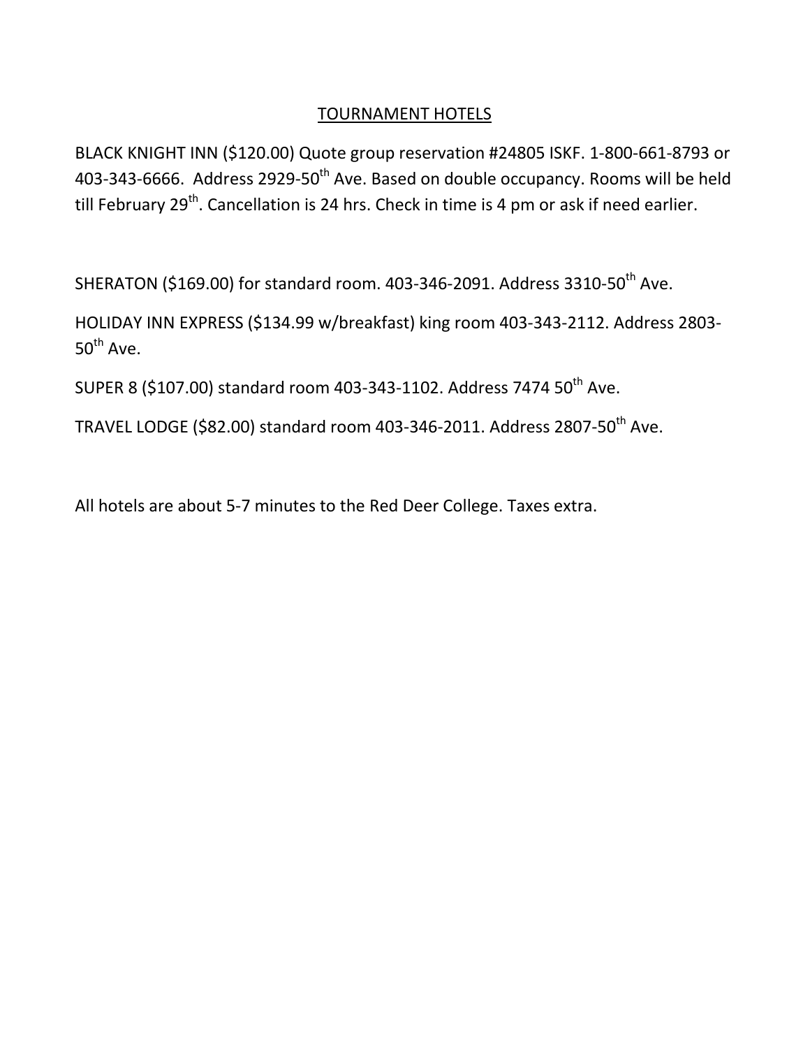## TOURNAMENT HOTELS

BLACK KNIGHT INN ($120.00) Quote group reservation #24805 ISKF. 1-800-661-8793 or 403-343-6666. Address 2929-50th Ave. Based on double occupancy. Rooms will be held till February 29th. Cancellation is 24 hrs. Check in time is 4 pm or ask if need earlier.

SHERATON ($169.00) for standard room. 403-346-2091. Address 3310-50th Ave.

HOLIDAY INN EXPRESS ($134.99 w/breakfast) king room 403-343-2112. Address 2803-50th Ave.

SUPER 8 ($107.00) standard room 403-343-1102. Address 7474 50th Ave.

TRAVEL LODGE ($82.00) standard room 403-346-2011. Address 2807-50th Ave.

All hotels are about 5-7 minutes to the Red Deer College. Taxes extra.